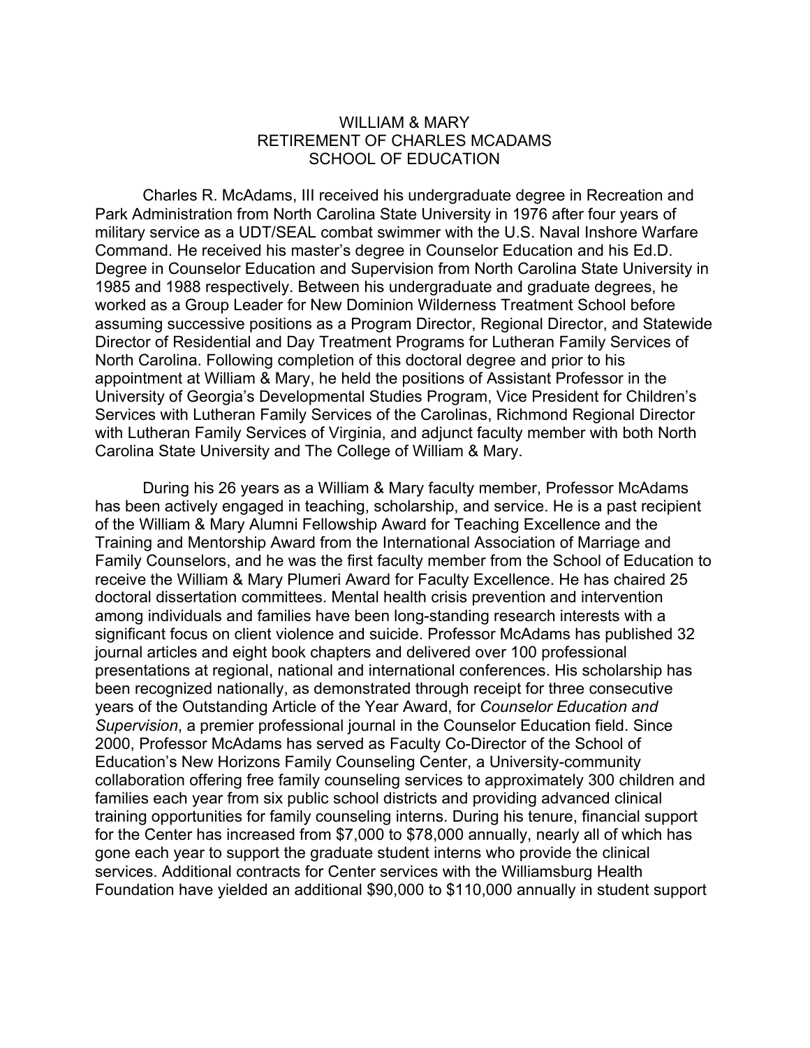# WILLIAM & MARY
## RETIREMENT OF CHARLES MCADAMS
## SCHOOL OF EDUCATION

Charles R. McAdams, III received his undergraduate degree in Recreation and Park Administration from North Carolina State University in 1976 after four years of military service as a UDT/SEAL combat swimmer with the U.S. Naval Inshore Warfare Command. He received his master's degree in Counselor Education and his Ed.D. Degree in Counselor Education and Supervision from North Carolina State University in 1985 and 1988 respectively. Between his undergraduate and graduate degrees, he worked as a Group Leader for New Dominion Wilderness Treatment School before assuming successive positions as a Program Director, Regional Director, and Statewide Director of Residential and Day Treatment Programs for Lutheran Family Services of North Carolina. Following completion of this doctoral degree and prior to his appointment at William & Mary, he held the positions of Assistant Professor in the University of Georgia's Developmental Studies Program, Vice President for Children's Services with Lutheran Family Services of the Carolinas, Richmond Regional Director with Lutheran Family Services of Virginia, and adjunct faculty member with both North Carolina State University and The College of William & Mary.

During his 26 years as a William & Mary faculty member, Professor McAdams has been actively engaged in teaching, scholarship, and service. He is a past recipient of the William & Mary Alumni Fellowship Award for Teaching Excellence and the Training and Mentorship Award from the International Association of Marriage and Family Counselors, and he was the first faculty member from the School of Education to receive the William & Mary Plumeri Award for Faculty Excellence. He has chaired 25 doctoral dissertation committees. Mental health crisis prevention and intervention among individuals and families have been long-standing research interests with a significant focus on client violence and suicide. Professor McAdams has published 32 journal articles and eight book chapters and delivered over 100 professional presentations at regional, national and international conferences. His scholarship has been recognized nationally, as demonstrated through receipt for three consecutive years of the Outstanding Article of the Year Award, for *Counselor Education and Supervision*, a premier professional journal in the Counselor Education field. Since 2000, Professor McAdams has served as Faculty Co-Director of the School of Education's New Horizons Family Counseling Center, a University-community collaboration offering free family counseling services to approximately 300 children and families each year from six public school districts and providing advanced clinical training opportunities for family counseling interns. During his tenure, financial support for the Center has increased from $7,000 to $78,000 annually, nearly all of which has gone each year to support the graduate student interns who provide the clinical services. Additional contracts for Center services with the Williamsburg Health Foundation have yielded an additional $90,000 to $110,000 annually in student support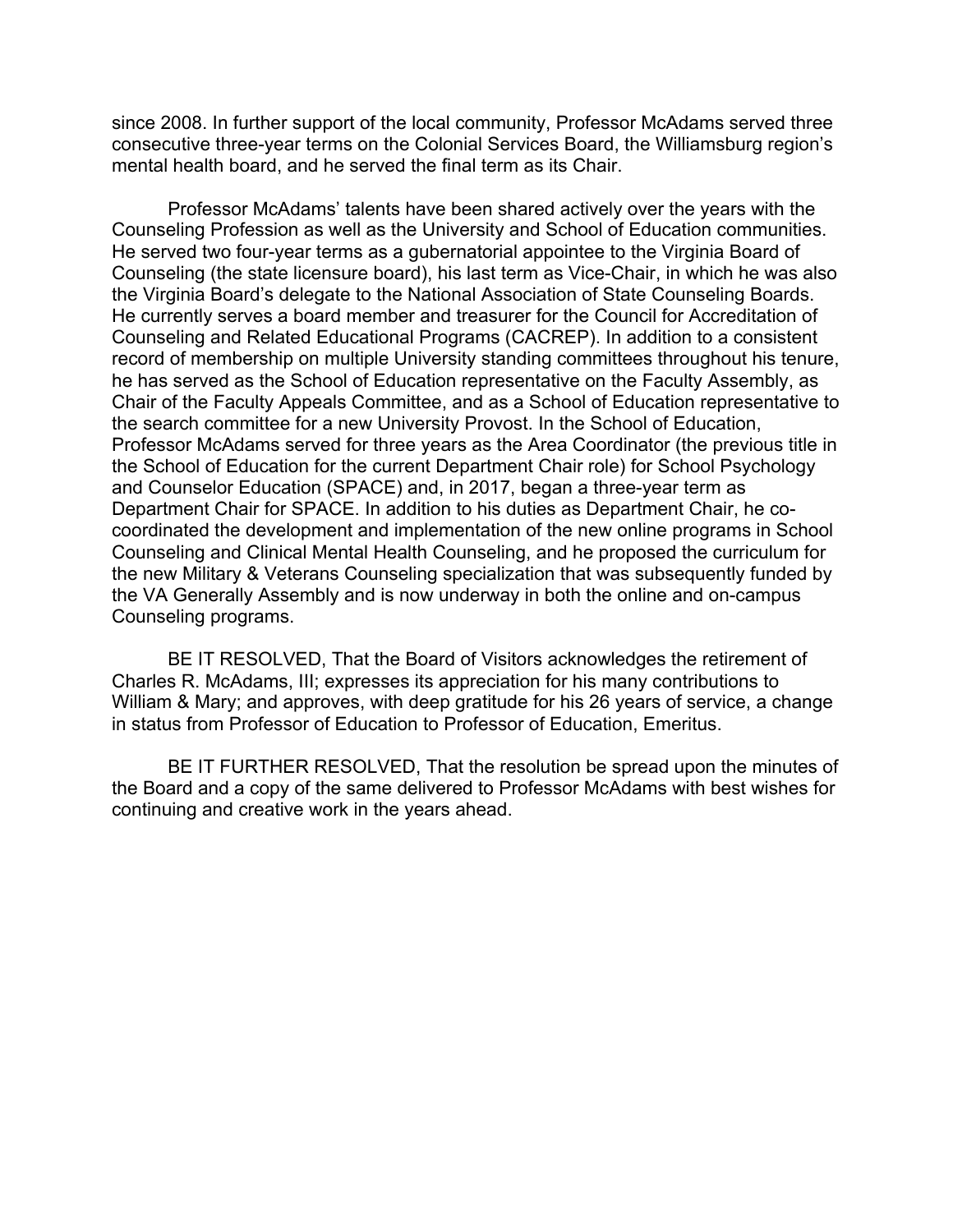since 2008. In further support of the local community, Professor McAdams served three consecutive three-year terms on the Colonial Services Board, the Williamsburg region's mental health board, and he served the final term as its Chair.

Professor McAdams' talents have been shared actively over the years with the Counseling Profession as well as the University and School of Education communities. He served two four-year terms as a gubernatorial appointee to the Virginia Board of Counseling (the state licensure board), his last term as Vice-Chair, in which he was also the Virginia Board's delegate to the National Association of State Counseling Boards. He currently serves a board member and treasurer for the Council for Accreditation of Counseling and Related Educational Programs (CACREP). In addition to a consistent record of membership on multiple University standing committees throughout his tenure, he has served as the School of Education representative on the Faculty Assembly, as Chair of the Faculty Appeals Committee, and as a School of Education representative to the search committee for a new University Provost. In the School of Education, Professor McAdams served for three years as the Area Coordinator (the previous title in the School of Education for the current Department Chair role) for School Psychology and Counselor Education (SPACE) and, in 2017, began a three-year term as Department Chair for SPACE. In addition to his duties as Department Chair, he co-coordinated the development and implementation of the new online programs in School Counseling and Clinical Mental Health Counseling, and he proposed the curriculum for the new Military & Veterans Counseling specialization that was subsequently funded by the VA Generally Assembly and is now underway in both the online and on-campus Counseling programs.

BE IT RESOLVED, That the Board of Visitors acknowledges the retirement of Charles R. McAdams, III; expresses its appreciation for his many contributions to William & Mary; and approves, with deep gratitude for his 26 years of service, a change in status from Professor of Education to Professor of Education, Emeritus.

BE IT FURTHER RESOLVED, That the resolution be spread upon the minutes of the Board and a copy of the same delivered to Professor McAdams with best wishes for continuing and creative work in the years ahead.